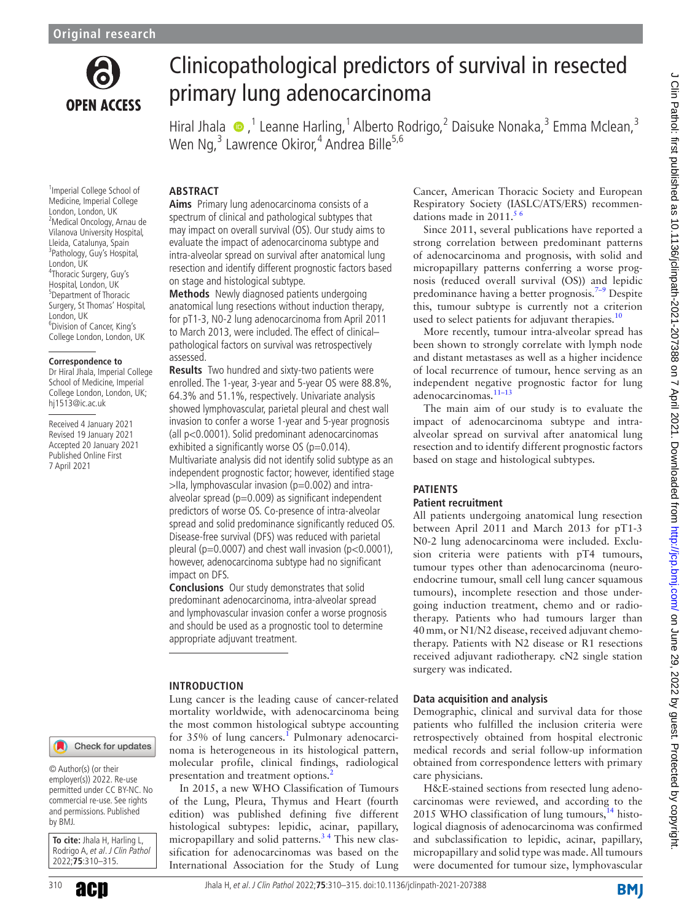Original research

# Clinicopathological predictors of survival in resected primary lung adenocarcinoma

Hiral Jhala,[1] Leanne Harling,[1] Alberto Rodrigo,[2] Daisuke Nonaka,[3] Emma Mclean,[3] Wen Ng,[3] Lawrence Okiror,[4] Andrea Bille[5,6]

[1]Imperial College School of Medicine, Imperial College London, London, UK
[2]Medical Oncology, Arnau de Vilanova University Hospital, Lleida, Catalunya, Spain
[3]Pathology, Guy's Hospital, London, UK
[4]Thoracic Surgery, Guy's Hospital, London, UK
[5]Department of Thoracic Surgery, St Thomas' Hospital, London, UK
[6]Division of Cancer, King's College London, London, UK

**Correspondence to**
Dr Hiral Jhala, Imperial College School of Medicine, Imperial College London, London, UK; hj1513@ic.ac.uk

Received 4 January 2021
Revised 19 January 2021
Accepted 20 January 2021
Published Online First 7 April 2021

© Author(s) (or their employer(s)) 2022. Re-use permitted under CC BY-NC. No commercial re-use. See rights and permissions. Published by BMJ.

**To cite:** Jhala H, Harling L, Rodrigo A, *et al*. *J Clin Pathol* 2022;**75**:310–315.

## ABSTRACT

**Aims** Primary lung adenocarcinoma consists of a spectrum of clinical and pathological subtypes that may impact on overall survival (OS). Our study aims to evaluate the impact of adenocarcinoma subtype and intra-alveolar spread on survival after anatomical lung resection and identify different prognostic factors based on stage and histological subtype.

**Methods** Newly diagnosed patients undergoing anatomical lung resections without induction therapy, for pT1-3, N0-2 lung adenocarcinoma from April 2011 to March 2013, were included. The effect of clinical–pathological factors on survival was retrospectively assessed.

**Results** Two hundred and sixty-two patients were enrolled. The 1-year, 3-year and 5-year OS were 88.8%, 64.3% and 51.1%, respectively. Univariate analysis showed lymphovascular, parietal pleural and chest wall invasion to confer a worse 1-year and 5-year prognosis (all $p<0.0001$). Solid predominant adenocarcinomas exhibited a significantly worse OS ($p=0.014$). Multivariate analysis did not identify solid subtype as an independent prognostic factor; however, identified stage >IIa, lymphovascular invasion ($p=0.002$) and intra-alveolar spread ($p=0.009$) as significant independent predictors of worse OS. Co-presence of intra-alveolar spread and solid predominance significantly reduced OS. Disease-free survival (DFS) was reduced with parietal pleural ($p=0.0007$) and chest wall invasion ($p<0.0001$), however, adenocarcinoma subtype had no significant impact on DFS.

**Conclusions** Our study demonstrates that solid predominant adenocarcinoma, intra-alveolar spread and lymphovascular invasion confer a worse prognosis and should be used as a prognostic tool to determine appropriate adjuvant treatment.

## INTRODUCTION

Lung cancer is the leading cause of cancer-related mortality worldwide, with adenocarcinoma being the most common histological subtype accounting for 35% of lung cancers.[1] Pulmonary adenocarcinoma is heterogeneous in its histological pattern, molecular profile, clinical findings, radiological presentation and treatment options.[2]

In 2015, a new WHO Classification of Tumours of the Lung, Pleura, Thymus and Heart (fourth edition) was published defining five different histological subtypes: lepidic, acinar, papillary, micropapillary and solid patterns.[3,4] This new classification for adenocarcinomas was based on the International Association for the Study of Lung Cancer, American Thoracic Society and European Respiratory Society (IASLC/ATS/ERS) recommendations made in 2011.[5,6]

Since 2011, several publications have reported a strong correlation between predominant patterns of adenocarcinoma and prognosis, with solid and micropapillary patterns conferring a worse prognosis (reduced overall survival (OS)) and lepidic predominance having a better prognosis.[7–9] Despite this, tumour subtype is currently not a criterion used to select patients for adjuvant therapies.[10]

More recently, tumour intra-alveolar spread has been shown to strongly correlate with lymph node and distant metastases as well as a higher incidence of local recurrence of tumour, hence serving as an independent negative prognostic factor for lung adenocarcinomas.[11–13]

The main aim of our study is to evaluate the impact of adenocarcinoma subtype and intra-alveolar spread on survival after anatomical lung resection and to identify different prognostic factors based on stage and histological subtypes.

## PATIENTS

### Patient recruitment

All patients undergoing anatomical lung resection between April 2011 and March 2013 for pT1-3 N0-2 lung adenocarcinoma were included. Exclusion criteria were patients with pT4 tumours, tumour types other than adenocarcinoma (neuroendocrine tumour, small cell lung cancer squamous tumours), incomplete resection and those undergoing induction treatment, chemo and or radiotherapy. Patients who had tumours larger than 40 mm, or N1/N2 disease, received adjuvant chemotherapy. Patients with N2 disease or R1 resections received adjuvant radiotherapy. cN2 single station surgery was indicated.

### Data acquisition and analysis

Demographic, clinical and survival data for those patients who fulfilled the inclusion criteria were retrospectively obtained from hospital electronic medical records and serial follow-up information obtained from correspondence letters with primary care physicians.

H&E-stained sections from resected lung adenocarcinomas were reviewed, and according to the 2015 WHO classification of lung tumours,[14] histological diagnosis of adenocarcinoma was confirmed and subclassification to lepidic, acinar, papillary, micropapillary and solid type was made. All tumours were documented for tumour size, lymphovascular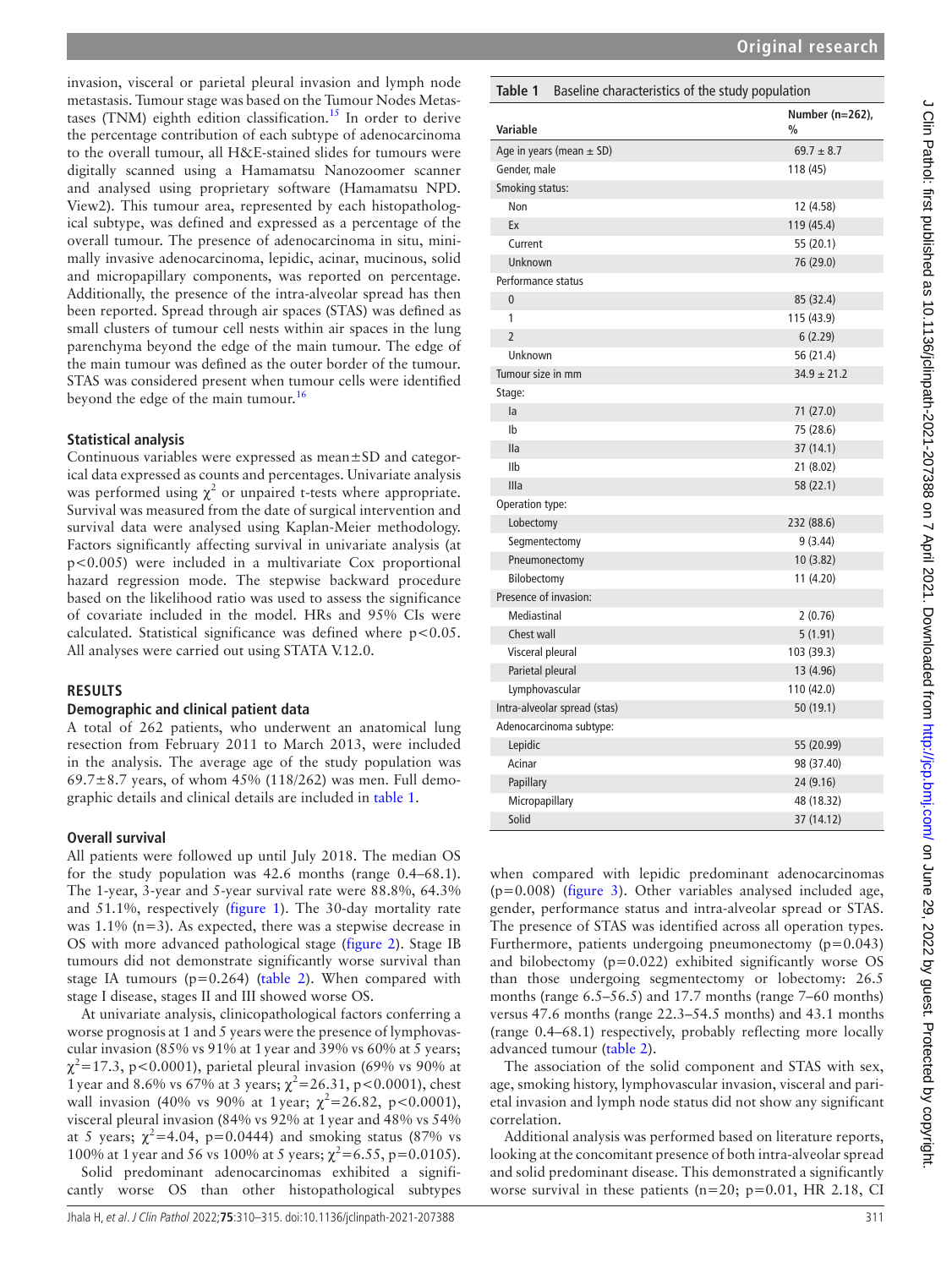invasion, visceral or parietal pleural invasion and lymph node metastasis. Tumour stage was based on the Tumour Nodes Metastases (TNM) eighth edition classification.[15] In order to derive the percentage contribution of each subtype of adenocarcinoma to the overall tumour, all H&E-stained slides for tumours were digitally scanned using a Hamamatsu Nanozoomer scanner and analysed using proprietary software (Hamamatsu NPD. View2). This tumour area, represented by each histopathological subtype, was defined and expressed as a percentage of the overall tumour. The presence of adenocarcinoma in situ, minimally invasive adenocarcinoma, lepidic, acinar, mucinous, solid and micropapillary components, was reported on percentage. Additionally, the presence of the intra-alveolar spread has then been reported. Spread through air spaces (STAS) was defined as small clusters of tumour cell nests within air spaces in the lung parenchyma beyond the edge of the main tumour. The edge of the main tumour was defined as the outer border of the tumour. STAS was considered present when tumour cells were identified beyond the edge of the main tumour.[16]

### Statistical analysis

Continuous variables were expressed as mean±SD and categorical data expressed as counts and percentages. Univariate analysis was performed using $\chi^2$ or unpaired t-tests where appropriate. Survival was measured from the date of surgical intervention and survival data were analysed using Kaplan-Meier methodology. Factors significantly affecting survival in univariate analysis (at $p<0.005$) were included in a multivariate Cox proportional hazard regression mode. The stepwise backward procedure based on the likelihood ratio was used to assess the significance of covariate included in the model. HRs and 95% CIs were calculated. Statistical significance was defined where $p<0.05$. All analyses were carried out using STATA V.12.0.

## RESULTS

### Demographic and clinical patient data

A total of 262 patients, who underwent an anatomical lung resection from February 2011 to March 2013, were included in the analysis. The average age of the study population was 69.7±8.7 years, of whom 45% (118/262) was men. Full demographic details and clinical details are included in table 1.

### Overall survival

All patients were followed up until July 2018. The median OS for the study population was 42.6 months (range 0.4–68.1). The 1-year, 3-year and 5-year survival rate were 88.8%, 64.3% and 51.1%, respectively (figure 1). The 30-day mortality rate was 1.1% (n=3). As expected, there was a stepwise decrease in OS with more advanced pathological stage (figure 2). Stage IB tumours did not demonstrate significantly worse survival than stage IA tumours (p=0.264) (table 2). When compared with stage I disease, stages II and III showed worse OS.

At univariate analysis, clinicopathological factors conferring a worse prognosis at 1 and 5 years were the presence of lymphovascular invasion (85% vs 91% at 1 year and 39% vs 60% at 5 years; $\chi^2=17.3$, $p<0.0001$), parietal pleural invasion (69% vs 90% at 1 year and 8.6% vs 67% at 3 years; $\chi^2=26.31$, $p<0.0001$), chest wall invasion (40% vs 90% at 1 year; $\chi^2=26.82$, $p<0.0001$), visceral pleural invasion (84% vs 92% at 1 year and 48% vs 54% at 5 years; $\chi^2=4.04$, p=0.0444) and smoking status (87% vs 100% at 1 year and 56 vs 100% at 5 years; $\chi^2=6.55$, p=0.0105).

Solid predominant adenocarcinomas exhibited a significantly worse OS than other histopathological subtypes when compared with lepidic predominant adenocarcinomas (p=0.008) (figure 3). Other variables analysed included age, gender, performance status and intra-alveolar spread or STAS. The presence of STAS was identified across all operation types. Furthermore, patients undergoing pneumonectomy (p=0.043) and bilobectomy (p=0.022) exhibited significantly worse OS than those undergoing segmentectomy or lobectomy: 26.5 months (range 6.5–56.5) and 17.7 months (range 7–60 months) versus 47.6 months (range 22.3–54.5 months) and 43.1 months (range 0.4–68.1) respectively, probably reflecting more locally advanced tumour (table 2).

The association of the solid component and STAS with sex, age, smoking history, lymphovascular invasion, visceral and parietal invasion and lymph node status did not show any significant correlation.

Additional analysis was performed based on literature reports, looking at the concomitant presence of both intra-alveolar spread and solid predominant disease. This demonstrated a significantly worse survival in these patients (n=20; p=0.01, HR 2.18, CI

**Table 1** Baseline characteristics of the study population

| Variable | Number (n=262), % |
|---|---|
| Age in years (mean ± SD) | 69.7 ± 8.7 |
| Gender, male | 118 (45) |
| Smoking status: | |
| Non | 12 (4.58) |
| Ex | 119 (45.4) |
| Current | 55 (20.1) |
| Unknown | 76 (29.0) |
| Performance status | |
| 0 | 85 (32.4) |
| 1 | 115 (43.9) |
| 2 | 6 (2.29) |
| Unknown | 56 (21.4) |
| Tumour size in mm | 34.9 ± 21.2 |
| Stage: | |
| Ia | 71 (27.0) |
| Ib | 75 (28.6) |
| IIa | 37 (14.1) |
| IIb | 21 (8.02) |
| IIIa | 58 (22.1) |
| Operation type: | |
| Lobectomy | 232 (88.6) |
| Segmentectomy | 9 (3.44) |
| Pneumonectomy | 10 (3.82) |
| Bilobectomy | 11 (4.20) |
| Presence of invasion: | |
| Mediastinal | 2 (0.76) |
| Chest wall | 5 (1.91) |
| Visceral pleural | 103 (39.3) |
| Parietal pleural | 13 (4.96) |
| Lymphovascular | 110 (42.0) |
| Intra-alveolar spread (stas) | 50 (19.1) |
| Adenocarcinoma subtype: | |
| Lepidic | 55 (20.99) |
| Acinar | 98 (37.40) |
| Papillary | 24 (9.16) |
| Micropapillary | 48 (18.32) |
| Solid | 37 (14.12) |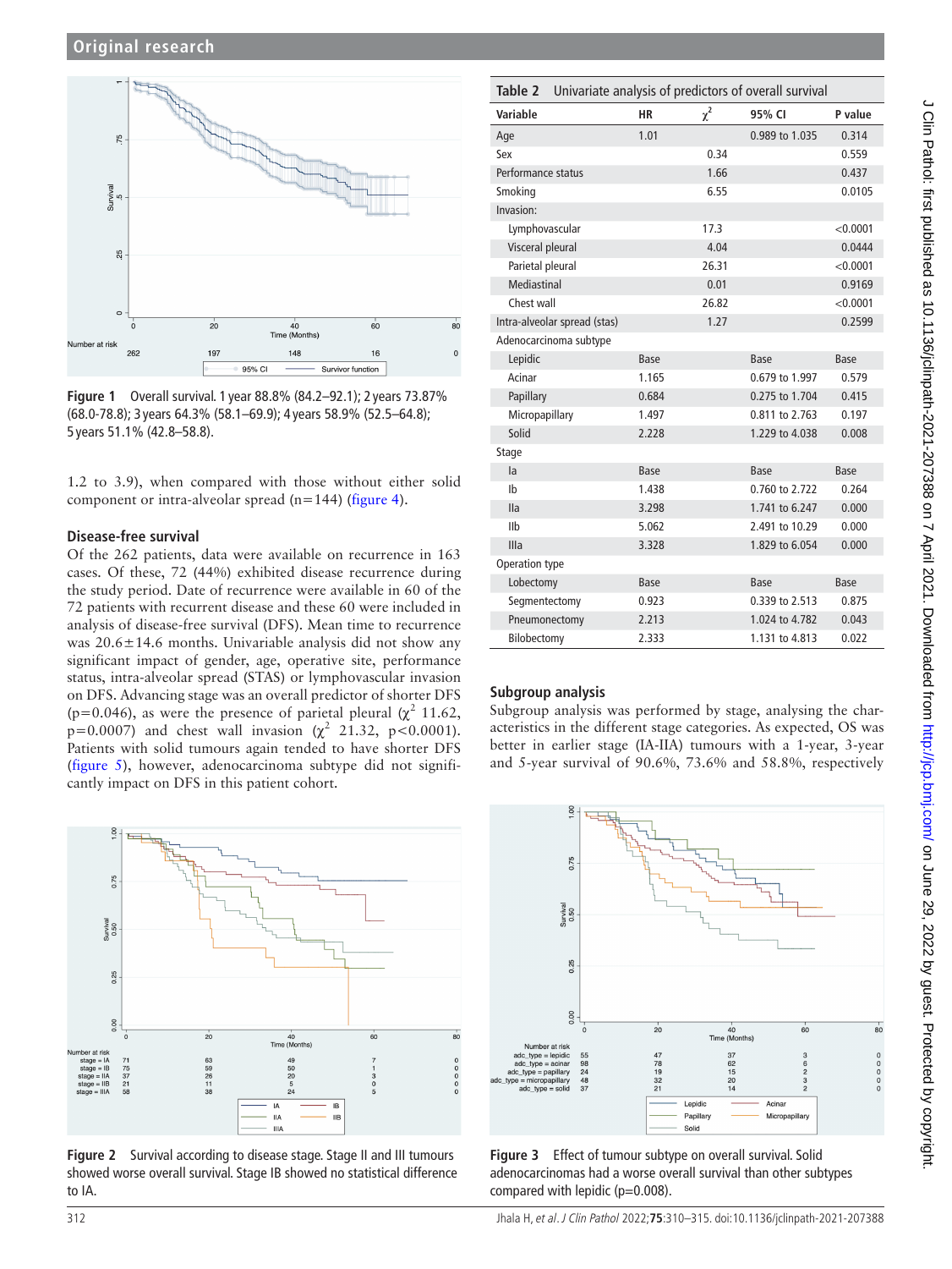Figure 1 Overall survival. 1 year 88.8% (84.2–92.1); 2 years 73.87% (68.0-78.8); 3 years 64.3% (58.1–69.9); 4 years 58.9% (52.5–64.8); 5 years 51.1% (42.8–58.8).

1.2 to 3.9), when compared with those without either solid component or intra-alveolar spread (n=144) (figure 4).

### Disease-free survival

Of the 262 patients, data were available on recurrence in 163 cases. Of these, 72 (44%) exhibited disease recurrence during the study period. Date of recurrence were available in 60 of the 72 patients with recurrent disease and these 60 were included in analysis of disease-free survival (DFS). Mean time to recurrence was 20.6±14.6 months. Univariable analysis did not show any significant impact of gender, age, operative site, performance status, intra-alveolar spread (STAS) or lymphovascular invasion on DFS. Advancing stage was an overall predictor of shorter DFS (p=0.046), as were the presence of parietal pleural ($\chi^2$ 11.62, p=0.0007) and chest wall invasion ($\chi^2$ 21.32, p<0.0001). Patients with solid tumours again tended to have shorter DFS (figure 5), however, adenocarcinoma subtype did not significantly impact on DFS in this patient cohort.

**Table 2** Univariate analysis of predictors of overall survival

| Variable | HR | $\chi^2$ | 95% CI | P value |
|---|---|---|---|---|
| Age | 1.01 | | 0.989 to 1.035 | 0.314 |
| Sex | | 0.34 | | 0.559 |
| Performance status | | 1.66 | | 0.437 |
| Smoking | | 6.55 | | 0.0105 |
| Invasion: | | | | |
| Lymphovascular | | 17.3 | | <0.0001 |
| Visceral pleural | | 4.04 | | 0.0444 |
| Parietal pleural | | 26.31 | | <0.0001 |
| Mediastinal | | 0.01 | | 0.9169 |
| Chest wall | | 26.82 | | <0.0001 |
| Intra-alveolar spread (stas) | | 1.27 | | 0.2599 |
| Adenocarcinoma subtype | | | | |
| Lepidic | Base | | Base | Base |
| Acinar | 1.165 | | 0.679 to 1.997 | 0.579 |
| Papillary | 0.684 | | 0.275 to 1.704 | 0.415 |
| Micropapillary | 1.497 | | 0.811 to 2.763 | 0.197 |
| Solid | 2.228 | | 1.229 to 4.038 | 0.008 |
| Stage | | | | |
| Ia | Base | | Base | Base |
| Ib | 1.438 | | 0.760 to 2.722 | 0.264 |
| IIa | 3.298 | | 1.741 to 6.247 | 0.000 |
| IIb | 5.062 | | 2.491 to 10.29 | 0.000 |
| IIIa | 3.328 | | 1.829 to 6.054 | 0.000 |
| Operation type | | | | |
| Lobectomy | Base | | Base | Base |
| Segmentectomy | 0.923 | | 0.339 to 2.513 | 0.875 |
| Pneumonectomy | 2.213 | | 1.024 to 4.782 | 0.043 |
| Bilobectomy | 2.333 | | 1.131 to 4.813 | 0.022 |

### Subgroup analysis

Subgroup analysis was performed by stage, analysing the characteristics in the different stage categories. As expected, OS was better in earlier stage (IA-IIA) tumours with a 1-year, 3-year and 5-year survival of 90.6%, 73.6% and 58.8%, respectively

Figure 2 Survival according to disease stage. Stage II and III tumours showed worse overall survival. Stage IB showed no statistical difference to IA.

Figure 3 Effect of tumour subtype on overall survival. Solid adenocarcinomas had a worse overall survival than other subtypes compared with lepidic (p=0.008).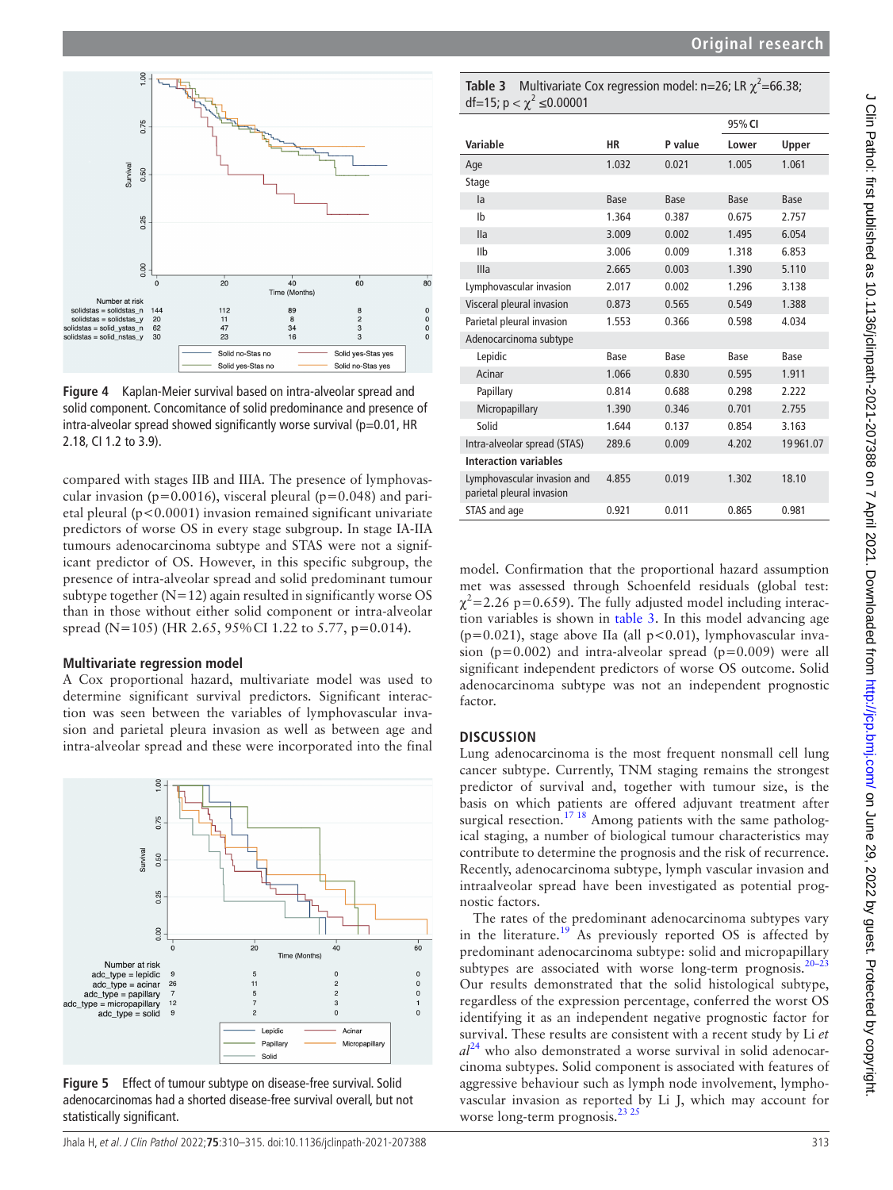Figure 4 Kaplan-Meier survival based on intra-alveolar spread and solid component. Concomitance of solid predominance and presence of intra-alveolar spread showed significantly worse survival (p=0.01, HR 2.18, CI 1.2 to 3.9).

compared with stages IIB and IIIA. The presence of lymphovascular invasion (p=0.0016), visceral pleural (p=0.048) and parietal pleural (p<0.0001) invasion remained significant univariate predictors of worse OS in every stage subgroup. In stage IA-IIA tumours adenocarcinoma subtype and STAS were not a significant predictor of OS. However, in this specific subgroup, the presence of intra-alveolar spread and solid predominant tumour subtype together (N=12) again resulted in significantly worse OS than in those without either solid component or intra-alveolar spread (N=105) (HR 2.65, 95% CI 1.22 to 5.77, p=0.014).

### Multivariate regression model

A Cox proportional hazard, multivariate model was used to determine significant survival predictors. Significant interaction was seen between the variables of lymphovascular invasion and parietal pleura invasion as well as between age and intra-alveolar spread and these were incorporated into the final model. Confirmation that the proportional hazard assumption met was assessed through Schoenfeld residuals (global test: $\chi^2$=2.26 p=0.659). The fully adjusted model including interaction variables is shown in table 3. In this model advancing age (p=0.021), stage above IIa (all p<0.01), lymphovascular invasion (p=0.002) and intra-alveolar spread (p=0.009) were all significant independent predictors of worse OS outcome. Solid adenocarcinoma subtype was not an independent prognostic factor.

Figure 5 Effect of tumour subtype on disease-free survival. Solid adenocarcinomas had a shorted disease-free survival overall, but not statistically significant.

**Table 3** Multivariate Cox regression model: n=26; LR $\chi^2$=66.38; df=15; $p < \chi^2 \leq 0.00001$

| Variable | HR | P value | 95% CI Lower | 95% CI Upper |
|---|---|---|---|---|
| Age | 1.032 | 0.021 | 1.005 | 1.061 |
| Stage | | | | |
| Ia | Base | Base | Base | Base |
| Ib | 1.364 | 0.387 | 0.675 | 2.757 |
| IIa | 3.009 | 0.002 | 1.495 | 6.054 |
| IIb | 3.006 | 0.009 | 1.318 | 6.853 |
| IIIa | 2.665 | 0.003 | 1.390 | 5.110 |
| Lymphovascular invasion | 2.017 | 0.002 | 1.296 | 3.138 |
| Visceral pleural invasion | 0.873 | 0.565 | 0.549 | 1.388 |
| Parietal pleural invasion | 1.553 | 0.366 | 0.598 | 4.034 |
| Adenocarcinoma subtype | | | | |
| Lepidic | Base | Base | Base | Base |
| Acinar | 1.066 | 0.830 | 0.595 | 1.911 |
| Papillary | 0.814 | 0.688 | 0.298 | 2.222 |
| Micropapillary | 1.390 | 0.346 | 0.701 | 2.755 |
| Solid | 1.644 | 0.137 | 0.854 | 3.163 |
| Intra-alveolar spread (STAS) | 289.6 | 0.009 | 4.202 | 19 961.07 |
| **Interaction variables** | | | | |
| Lymphovascular invasion and parietal pleural invasion | 4.855 | 0.019 | 1.302 | 18.10 |
| STAS and age | 0.921 | 0.011 | 0.865 | 0.981 |

## DISCUSSION

Lung adenocarcinoma is the most frequent nonsmall cell lung cancer subtype. Currently, TNM staging remains the strongest predictor of survival and, together with tumour size, is the basis on which patients are offered adjuvant treatment after surgical resection.[17 18] Among patients with the same pathological staging, a number of biological tumour characteristics may contribute to determine the prognosis and the risk of recurrence. Recently, adenocarcinoma subtype, lymph vascular invasion and intraalveolar spread have been investigated as potential prognostic factors.

The rates of the predominant adenocarcinoma subtypes vary in the literature.[19] As previously reported OS is affected by predominant adenocarcinoma subtype: solid and micropapillary subtypes are associated with worse long-term prognosis.[20–23] Our results demonstrated that the solid histological subtype, regardless of the expression percentage, conferred the worst OS identifying it as an independent negative prognostic factor for survival. These results are consistent with a recent study by Li *et al*[24] who also demonstrated a worse survival in solid adenocarcinoma subtypes. Solid component is associated with features of aggressive behaviour such as lymph node involvement, lymphovascular invasion as reported by Li J, which may account for worse long-term prognosis.[23 25]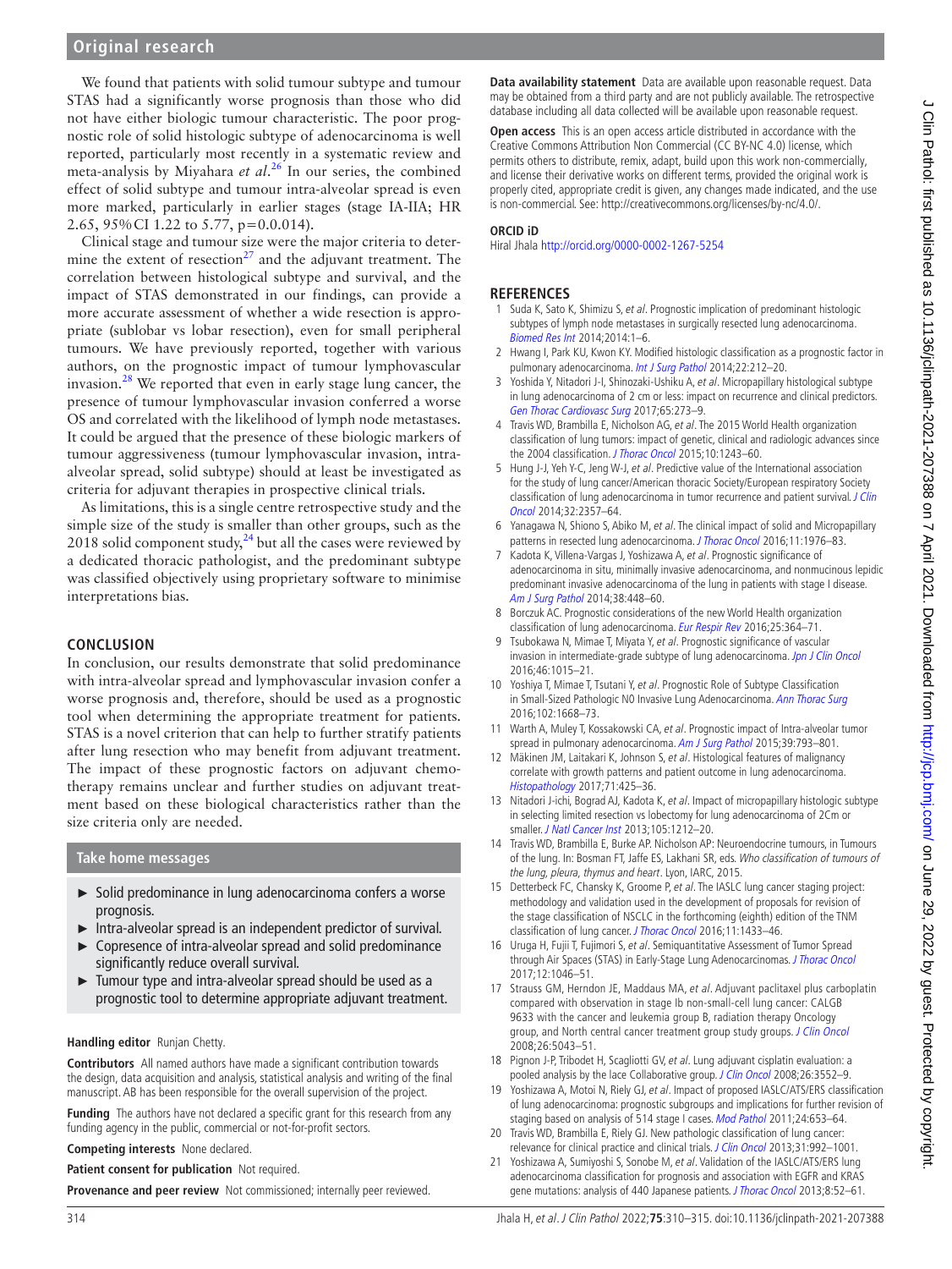We found that patients with solid tumour subtype and tumour STAS had a significantly worse prognosis than those who did not have either biologic tumour characteristic. The poor prognostic role of solid histologic subtype of adenocarcinoma is well reported, particularly most recently in a systematic review and meta-analysis by Miyahara *et al*.[26] In our series, the combined effect of solid subtype and tumour intra-alveolar spread is even more marked, particularly in earlier stages (stage IA-IIA; HR 2.65, 95% CI 1.22 to 5.77, p=0.0.014).

Clinical stage and tumour size were the major criteria to determine the extent of resection[27] and the adjuvant treatment. The correlation between histological subtype and survival, and the impact of STAS demonstrated in our findings, can provide a more accurate assessment of whether a wide resection is appropriate (sublobar vs lobar resection), even for small peripheral tumours. We have previously reported, together with various authors, on the prognostic impact of tumour lymphovascular invasion.[28] We reported that even in early stage lung cancer, the presence of tumour lymphovascular invasion conferred a worse OS and correlated with the likelihood of lymph node metastases. It could be argued that the presence of these biologic markers of tumour aggressiveness (tumour lymphovascular invasion, intra-alveolar spread, solid subtype) should at least be investigated as criteria for adjuvant therapies in prospective clinical trials.

As limitations, this is a single centre retrospective study and the simple size of the study is smaller than other groups, such as the 2018 solid component study,[24] but all the cases were reviewed by a dedicated thoracic pathologist, and the predominant subtype was classified objectively using proprietary software to minimise interpretations bias.

## CONCLUSION

In conclusion, our results demonstrate that solid predominance with intra-alveolar spread and lymphovascular invasion confer a worse prognosis and, therefore, should be used as a prognostic tool when determining the appropriate treatment for patients. STAS is a novel criterion that can help to further stratify patients after lung resection who may benefit from adjuvant treatment. The impact of these prognostic factors on adjuvant chemotherapy remains unclear and further studies on adjuvant treatment based on these biological characteristics rather than the size criteria only are needed.

### Take home messages

- Solid predominance in lung adenocarcinoma confers a worse prognosis.
- Intra-alveolar spread is an independent predictor of survival.
- Copresence of intra-alveolar spread and solid predominance significantly reduce overall survival.
- Tumour type and intra-alveolar spread should be used as a prognostic tool to determine appropriate adjuvant treatment.

**Handling editor** Runjan Chetty.

**Contributors** All named authors have made a significant contribution towards the design, data acquisition and analysis, statistical analysis and writing of the final manuscript. AB has been responsible for the overall supervision of the project.

**Funding** The authors have not declared a specific grant for this research from any funding agency in the public, commercial or not-for-profit sectors.

**Competing interests** None declared.

**Patient consent for publication** Not required.

**Provenance and peer review** Not commissioned; internally peer reviewed.

**Data availability statement** Data are available upon reasonable request. Data may be obtained from a third party and are not publicly available. The retrospective database including all data collected will be available upon reasonable request.

**Open access** This is an open access article distributed in accordance with the Creative Commons Attribution Non Commercial (CC BY-NC 4.0) license, which permits others to distribute, remix, adapt, build upon this work non-commercially, and license their derivative works on different terms, provided the original work is properly cited, appropriate credit is given, any changes made indicated, and the use is non-commercial. See: http://creativecommons.org/licenses/by-nc/4.0/.

### ORCID iD

Hiral Jhala http://orcid.org/0000-0002-1267-5254

## REFERENCES

1. Suda K, Sato K, Shimizu S, *et al*. Prognostic implication of predominant histologic subtypes of lymph node metastases in surgically resected lung adenocarcinoma. *Biomed Res Int* 2014;2014:1–6.
2. Hwang I, Park KU, Kwon KY. Modified histologic classification as a prognostic factor in pulmonary adenocarcinoma. *Int J Surg Pathol* 2014;22:212–20.
3. Yoshida Y, Nitadori J-I, Shinozaki-Ushiku A, *et al*. Micropapillary histological subtype in lung adenocarcinoma of 2 cm or less: impact on recurrence and clinical predictors. *Gen Thorac Cardiovasc Surg* 2017;65:273–9.
4. Travis WD, Brambilla E, Nicholson AG, *et al*. The 2015 World Health organization classification of lung tumors: impact of genetic, clinical and radiologic advances since the 2004 classification. *J Thorac Oncol* 2015;10:1243–60.
5. Hung J-J, Yeh Y-C, Jeng W-J, *et al*. Predictive value of the International association for the study of lung cancer/American thoracic Society/European respiratory Society classification of lung adenocarcinoma in tumor recurrence and patient survival. *J Clin Oncol* 2014;32:2357–64.
6. Yanagawa N, Shiono S, Abiko M, *et al*. The clinical impact of solid and Micropapillary patterns in resected lung adenocarcinoma. *J Thorac Oncol* 2016;11:1976–83.
7. Kadota K, Villena-Vargas J, Yoshizawa A, *et al*. Prognostic significance of adenocarcinoma in situ, minimally invasive adenocarcinoma, and nonmucinous lepidic predominant invasive adenocarcinoma of the lung in patients with stage I disease. *Am J Surg Pathol* 2014;38:448–60.
8. Borczuk AC. Prognostic considerations of the new World Health organization classification of lung adenocarcinoma. *Eur Respir Rev* 2016;25:364–71.
9. Tsubokawa N, Mimae T, Miyata Y, *et al*. Prognostic significance of vascular invasion in intermediate-grade subtype of lung adenocarcinoma. *Jpn J Clin Oncol* 2016;46:1015–21.
10. Yoshiya T, Mimae T, Tsutani Y, *et al*. Prognostic Role of Subtype Classification in Small-Sized Pathologic N0 Invasive Lung Adenocarcinoma. *Ann Thorac Surg* 2016;102:1668–73.
11. Warth A, Muley T, Kossakowski CA, *et al*. Prognostic impact of Intra-alveolar tumor spread in pulmonary adenocarcinoma. *Am J Surg Pathol* 2015;39:793–801.
12. Mäkinen JM, Laitakari K, Johnson S, *et al*. Histological features of malignancy correlate with growth patterns and patient outcome in lung adenocarcinoma. *Histopathology* 2017;71:425–36.
13. Nitadori J-ichi, Bograd AJ, Kadota K, *et al*. Impact of micropapillary histologic subtype in selecting limited resection vs lobectomy for lung adenocarcinoma of 2Cm or smaller. *J Natl Cancer Inst* 2013;105:1212–20.
14. Travis WD, Brambilla E, Burke AP. Nicholson AP: Neuroendocrine tumours, in Tumours of the lung. In: Bosman FT, Jaffe ES, Lakhani SR, eds. *Who classification of tumours of the lung, pleura, thymus and heart*. Lyon, IARC, 2015.
15. Detterbeck FC, Chansky K, Groome P, *et al*. The IASLC lung cancer staging project: methodology and validation used in the development of proposals for revision of the stage classification of NSCLC in the forthcoming (eighth) edition of the TNM classification of lung cancer. *J Thorac Oncol* 2016;11:1433–46.
16. Uruga H, Fujii T, Fujimori S, *et al*. Semiquantitative Assessment of Tumor Spread through Air Spaces (STAS) in Early-Stage Lung Adenocarcinomas. *J Thorac Oncol* 2017;12:1046–51.
17. Strauss GM, Herndon JE, Maddaus MA, *et al*. Adjuvant paclitaxel plus carboplatin compared with observation in stage Ib non-small-cell lung cancer: CALGB 9633 with the cancer and leukemia group B, radiation therapy Oncology group, and North central cancer treatment group study groups. *J Clin Oncol* 2008;26:5043–51.
18. Pignon J-P, Tribodet H, Scagliotti GV, *et al*. Lung adjuvant cisplatin evaluation: a pooled analysis by the lace Collaborative group. *J Clin Oncol* 2008;26:3552–9.
19. Yoshizawa A, Motoi N, Riely GJ, *et al*. Impact of proposed IASLC/ATS/ERS classification of lung adenocarcinoma: prognostic subgroups and implications for further revision of staging based on analysis of 514 stage I cases. *Mod Pathol* 2011;24:653–64.
20. Travis WD, Brambilla E, Riely GJ. New pathologic classification of lung cancer: relevance for clinical practice and clinical trials. *J Clin Oncol* 2013;31:992–1001.
21. Yoshizawa A, Sumiyoshi S, Sonobe M, *et al*. Validation of the IASLC/ATS/ERS lung adenocarcinoma classification for prognosis and association with EGFR and KRAS gene mutations: analysis of 440 Japanese patients. *J Thorac Oncol* 2013;8:52–61.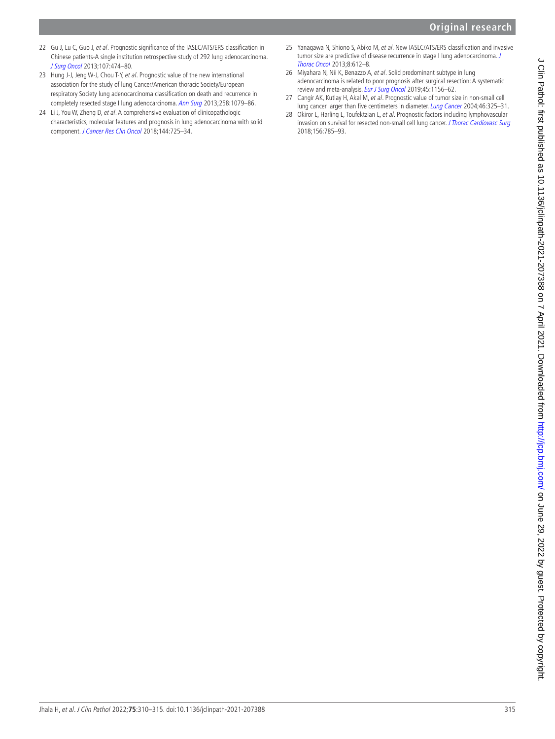22 Gu J, Lu C, Guo J, *et al*. Prognostic significance of the IASLC/ATS/ERS classification in Chinese patients-A single institution retrospective study of 292 lung adenocarcinoma. *J Surg Oncol* 2013;107:474–80.

23 Hung J-J, Jeng W-J, Chou T-Y, *et al*. Prognostic value of the new international association for the study of lung Cancer/American thoracic Society/European respiratory Society lung adenocarcinoma classification on death and recurrence in completely resected stage I lung adenocarcinoma. *Ann Surg* 2013;258:1079–86.

24 Li J, You W, Zheng D, *et al*. A comprehensive evaluation of clinicopathologic characteristics, molecular features and prognosis in lung adenocarcinoma with solid component. *J Cancer Res Clin Oncol* 2018;144:725–34.

25 Yanagawa N, Shiono S, Abiko M, *et al*. New IASLC/ATS/ERS classification and invasive tumor size are predictive of disease recurrence in stage I lung adenocarcinoma. *J Thorac Oncol* 2013;8:612–8.

26 Miyahara N, Nii K, Benazzo A, *et al*. Solid predominant subtype in lung adenocarcinoma is related to poor prognosis after surgical resection: A systematic review and meta-analysis. *Eur J Surg Oncol* 2019;45:1156–62.

27 Cangir AK, Kutlay H, Akal M, *et al*. Prognostic value of tumor size in non-small cell lung cancer larger than five centimeters in diameter. *Lung Cancer* 2004;46:325–31.

28 Okiror L, Harling L, Toufektzian L, *et al*. Prognostic factors including lymphovascular invasion on survival for resected non-small cell lung cancer. *J Thorac Cardiovasc Surg* 2018;156:785–93.